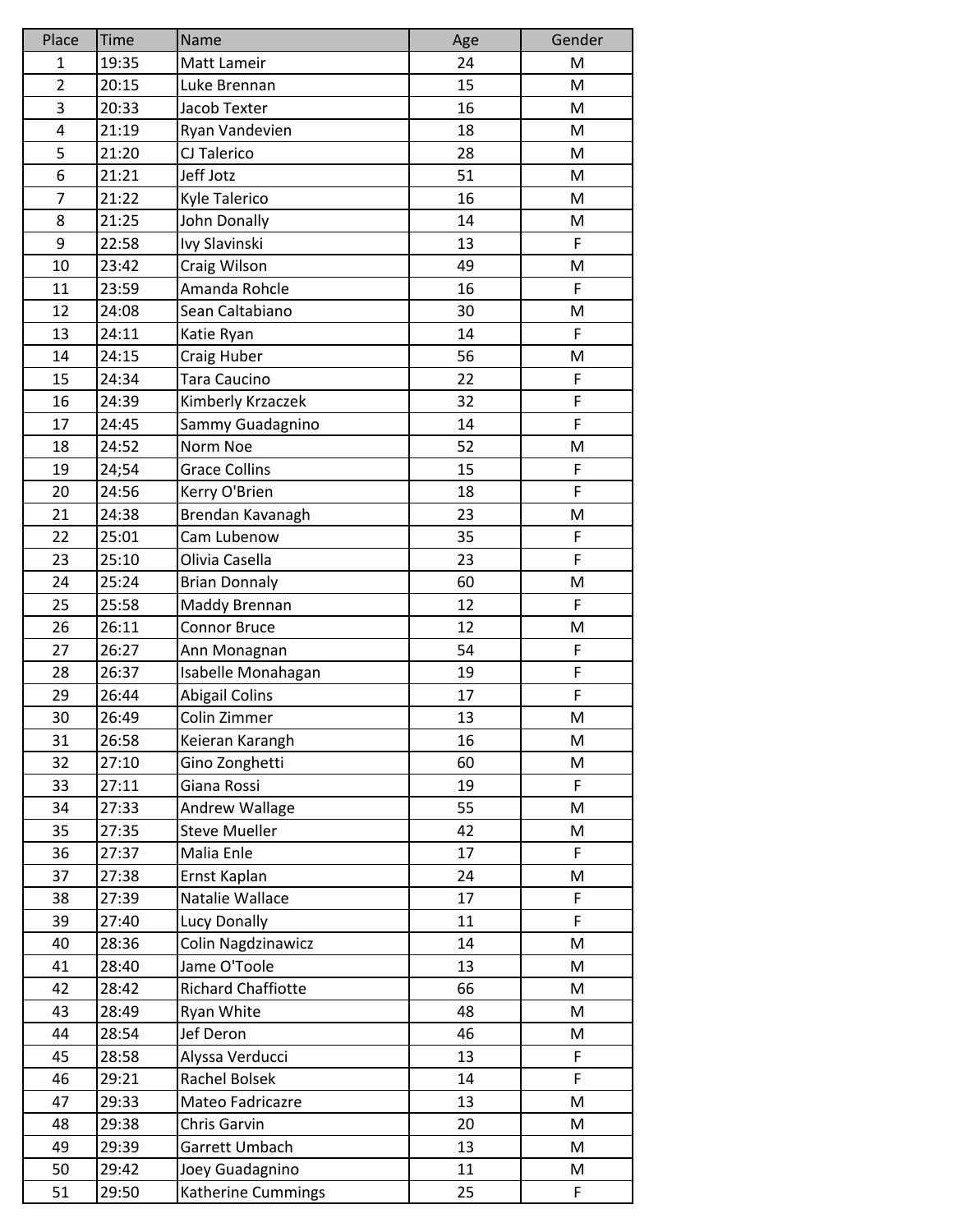| Place | Time | Name | Age | Gender |
|---|---|---|---|---|
| 1 | 19:35 | Matt Lameir | 24 | M |
| 2 | 20:15 | Luke Brennan | 15 | M |
| 3 | 20:33 | Jacob Texter | 16 | M |
| 4 | 21:19 | Ryan Vandevien | 18 | M |
| 5 | 21:20 | CJ Talerico | 28 | M |
| 6 | 21:21 | Jeff Jotz | 51 | M |
| 7 | 21:22 | Kyle Talerico | 16 | M |
| 8 | 21:25 | John Donally | 14 | M |
| 9 | 22:58 | Ivy Slavinski | 13 | F |
| 10 | 23:42 | Craig Wilson | 49 | M |
| 11 | 23:59 | Amanda Rohcle | 16 | F |
| 12 | 24:08 | Sean Caltabiano | 30 | M |
| 13 | 24:11 | Katie Ryan | 14 | F |
| 14 | 24:15 | Craig Huber | 56 | M |
| 15 | 24:34 | Tara Caucino | 22 | F |
| 16 | 24:39 | Kimberly Krzaczek | 32 | F |
| 17 | 24:45 | Sammy Guadagnino | 14 | F |
| 18 | 24:52 | Norm Noe | 52 | M |
| 19 | 24;54 | Grace Collins | 15 | F |
| 20 | 24:56 | Kerry O'Brien | 18 | F |
| 21 | 24:38 | Brendan Kavanagh | 23 | M |
| 22 | 25:01 | Cam Lubenow | 35 | F |
| 23 | 25:10 | Olivia Casella | 23 | F |
| 24 | 25:24 | Brian Donnaly | 60 | M |
| 25 | 25:58 | Maddy Brennan | 12 | F |
| 26 | 26:11 | Connor Bruce | 12 | M |
| 27 | 26:27 | Ann Monagnan | 54 | F |
| 28 | 26:37 | Isabelle Monahagan | 19 | F |
| 29 | 26:44 | Abigail Colins | 17 | F |
| 30 | 26:49 | Colin Zimmer | 13 | M |
| 31 | 26:58 | Keieran Karangh | 16 | M |
| 32 | 27:10 | Gino Zonghetti | 60 | M |
| 33 | 27:11 | Giana Rossi | 19 | F |
| 34 | 27:33 | Andrew Wallage | 55 | M |
| 35 | 27:35 | Steve Mueller | 42 | M |
| 36 | 27:37 | Malia Enle | 17 | F |
| 37 | 27:38 | Ernst Kaplan | 24 | M |
| 38 | 27:39 | Natalie Wallace | 17 | F |
| 39 | 27:40 | Lucy Donally | 11 | F |
| 40 | 28:36 | Colin Nagdzinawicz | 14 | M |
| 41 | 28:40 | Jame O'Toole | 13 | M |
| 42 | 28:42 | Richard Chaffiotte | 66 | M |
| 43 | 28:49 | Ryan White | 48 | M |
| 44 | 28:54 | Jef Deron | 46 | M |
| 45 | 28:58 | Alyssa Verducci | 13 | F |
| 46 | 29:21 | Rachel Bolsek | 14 | F |
| 47 | 29:33 | Mateo Fadricazre | 13 | M |
| 48 | 29:38 | Chris Garvin | 20 | M |
| 49 | 29:39 | Garrett Umbach | 13 | M |
| 50 | 29:42 | Joey Guadagnino | 11 | M |
| 51 | 29:50 | Katherine Cummings | 25 | F |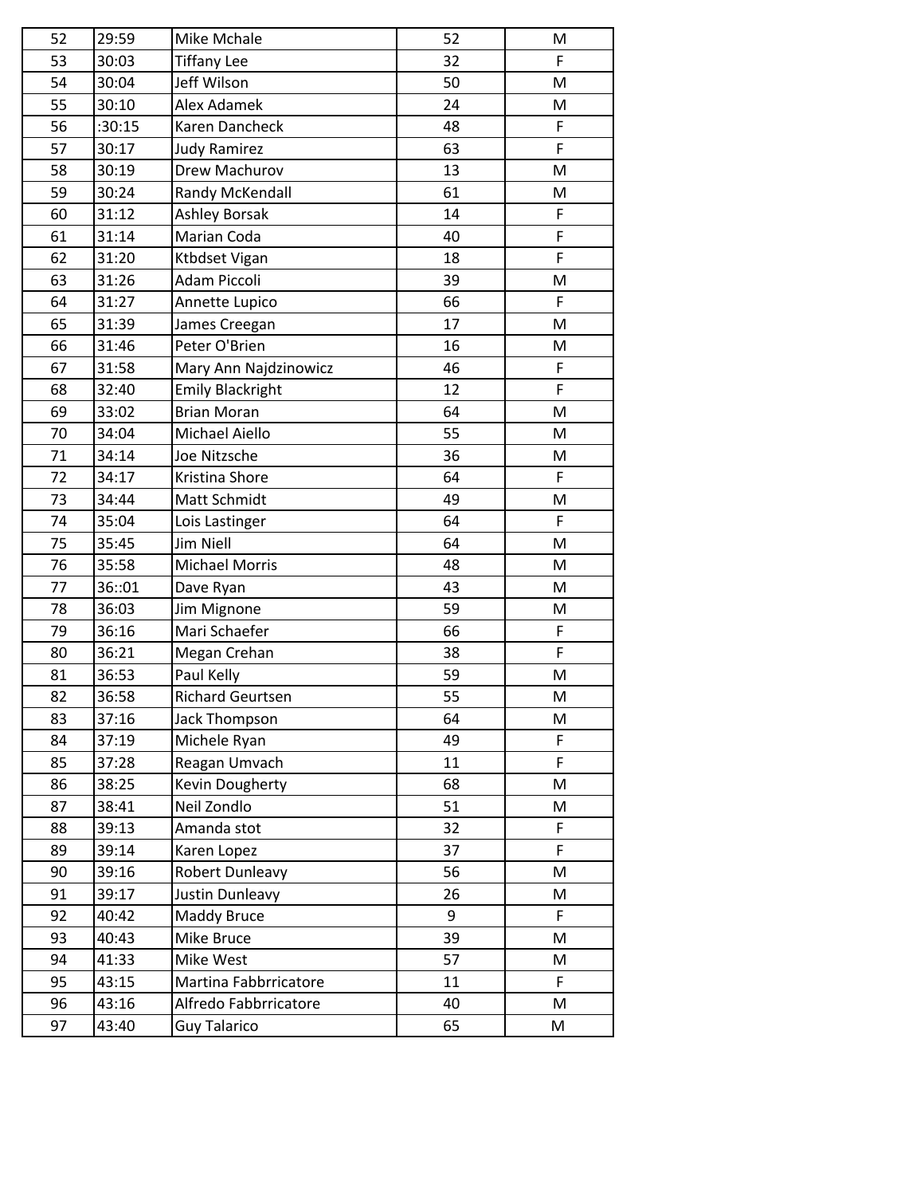| | | | | |
|---|---|---|---|---|
| 52 | 29:59 | Mike Mchale | 52 | M |
| 53 | 30:03 | Tiffany Lee | 32 | F |
| 54 | 30:04 | Jeff Wilson | 50 | M |
| 55 | 30:10 | Alex Adamek | 24 | M |
| 56 | :30:15 | Karen Dancheck | 48 | F |
| 57 | 30:17 | Judy Ramirez | 63 | F |
| 58 | 30:19 | Drew Machurov | 13 | M |
| 59 | 30:24 | Randy McKendall | 61 | M |
| 60 | 31:12 | Ashley Borsak | 14 | F |
| 61 | 31:14 | Marian Coda | 40 | F |
| 62 | 31:20 | Ktbdset Vigan | 18 | F |
| 63 | 31:26 | Adam Piccoli | 39 | M |
| 64 | 31:27 | Annette Lupico | 66 | F |
| 65 | 31:39 | James Creegan | 17 | M |
| 66 | 31:46 | Peter O'Brien | 16 | M |
| 67 | 31:58 | Mary Ann Najdzinowicz | 46 | F |
| 68 | 32:40 | Emily Blackright | 12 | F |
| 69 | 33:02 | Brian Moran | 64 | M |
| 70 | 34:04 | Michael Aiello | 55 | M |
| 71 | 34:14 | Joe Nitzsche | 36 | M |
| 72 | 34:17 | Kristina Shore | 64 | F |
| 73 | 34:44 | Matt Schmidt | 49 | M |
| 74 | 35:04 | Lois Lastinger | 64 | F |
| 75 | 35:45 | Jim Niell | 64 | M |
| 76 | 35:58 | Michael Morris | 48 | M |
| 77 | 36::01 | Dave Ryan | 43 | M |
| 78 | 36:03 | Jim Mignone | 59 | M |
| 79 | 36:16 | Mari Schaefer | 66 | F |
| 80 | 36:21 | Megan Crehan | 38 | F |
| 81 | 36:53 | Paul Kelly | 59 | M |
| 82 | 36:58 | Richard Geurtsen | 55 | M |
| 83 | 37:16 | Jack Thompson | 64 | M |
| 84 | 37:19 | Michele Ryan | 49 | F |
| 85 | 37:28 | Reagan Umvach | 11 | F |
| 86 | 38:25 | Kevin Dougherty | 68 | M |
| 87 | 38:41 | Neil Zondlo | 51 | M |
| 88 | 39:13 | Amanda stot | 32 | F |
| 89 | 39:14 | Karen Lopez | 37 | F |
| 90 | 39:16 | Robert Dunleavy | 56 | M |
| 91 | 39:17 | Justin Dunleavy | 26 | M |
| 92 | 40:42 | Maddy Bruce | 9 | F |
| 93 | 40:43 | Mike Bruce | 39 | M |
| 94 | 41:33 | Mike West | 57 | M |
| 95 | 43:15 | Martina Fabbrricatore | 11 | F |
| 96 | 43:16 | Alfredo Fabbrricatore | 40 | M |
| 97 | 43:40 | Guy Talarico | 65 | M |